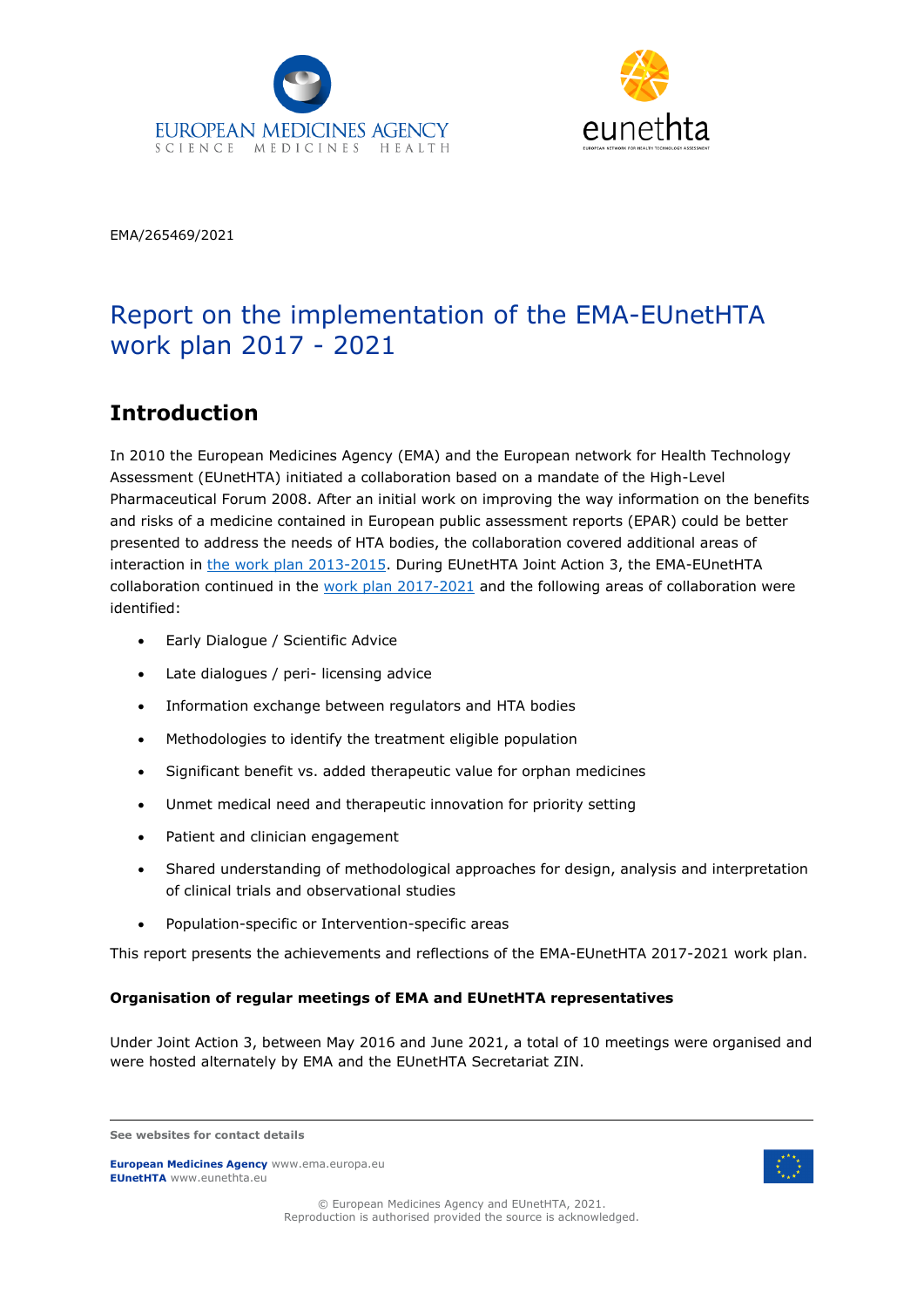EMA/265469/2021

# Report on the implementation of the EMA-EUnetHTA work plan 2017 - 2021

## Introduction

In 2010 the European Medicines Agency (EMA) and the European network for Health Technology Assessment (EUnetHTA) initiated a collaboration based on a mandate of the High-Level Pharmaceutical Forum 2008. After an initial work on improving the way information on the benefits and risks of a medicine contained in European public assessment reports (EPAR) could be better presented to address the needs of HTA bodies, the collaboration covered additional areas of interaction in the work plan 2013-2015. During EUnetHTA Joint Action 3, the EMA-EUnetHTA collaboration continued in the work plan 2017-2021 and the following areas of collaboration were identified:

- Early Dialogue / Scientific Advice
- Late dialogues / peri- licensing advice
- Information exchange between regulators and HTA bodies
- Methodologies to identify the treatment eligible population
- Significant benefit vs. added therapeutic value for orphan medicines
- Unmet medical need and therapeutic innovation for priority setting
- Patient and clinician engagement
- Shared understanding of methodological approaches for design, analysis and interpretation of clinical trials and observational studies
- Population-specific or Intervention-specific areas

This report presents the achievements and reflections of the EMA-EUnetHTA 2017-2021 work plan.

**Organisation of regular meetings of EMA and EUnetHTA representatives**

Under Joint Action 3, between May 2016 and June 2021, a total of 10 meetings were organised and were hosted alternately by EMA and the EUnetHTA Secretariat ZIN.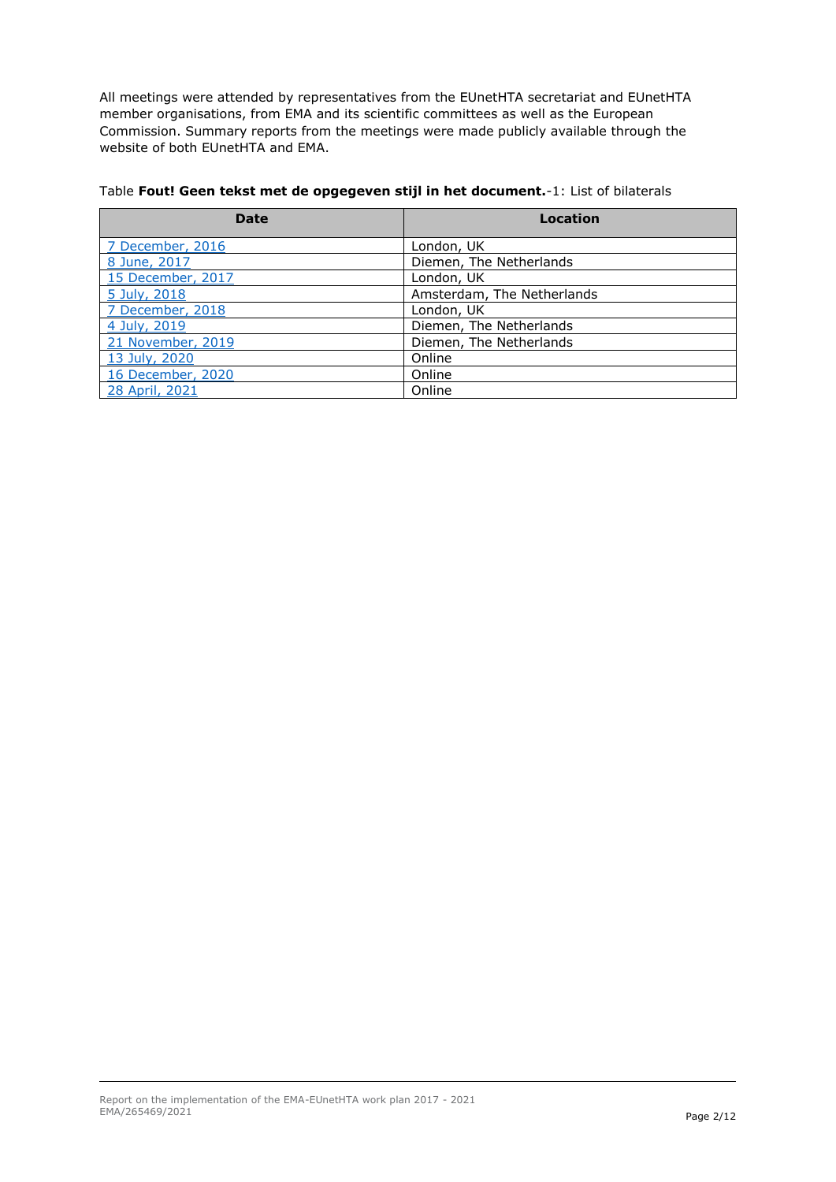All meetings were attended by representatives from the EUnetHTA secretariat and EUnetHTA member organisations, from EMA and its scientific committees as well as the European Commission. Summary reports from the meetings were made publicly available through the website of both EUnetHTA and EMA.

Table **Fout! Geen tekst met de opgegeven stijl in het document.**-1: List of bilaterals

| Date | Location |
| --- | --- |
| 7 December, 2016 | London, UK |
| 8 June, 2017 | Diemen, The Netherlands |
| 15 December, 2017 | London, UK |
| 5 July, 2018 | Amsterdam, The Netherlands |
| 7 December, 2018 | London, UK |
| 4 July, 2019 | Diemen, The Netherlands |
| 21 November, 2019 | Diemen, The Netherlands |
| 13 July, 2020 | Online |
| 16 December, 2020 | Online |
| 28 April, 2021 | Online |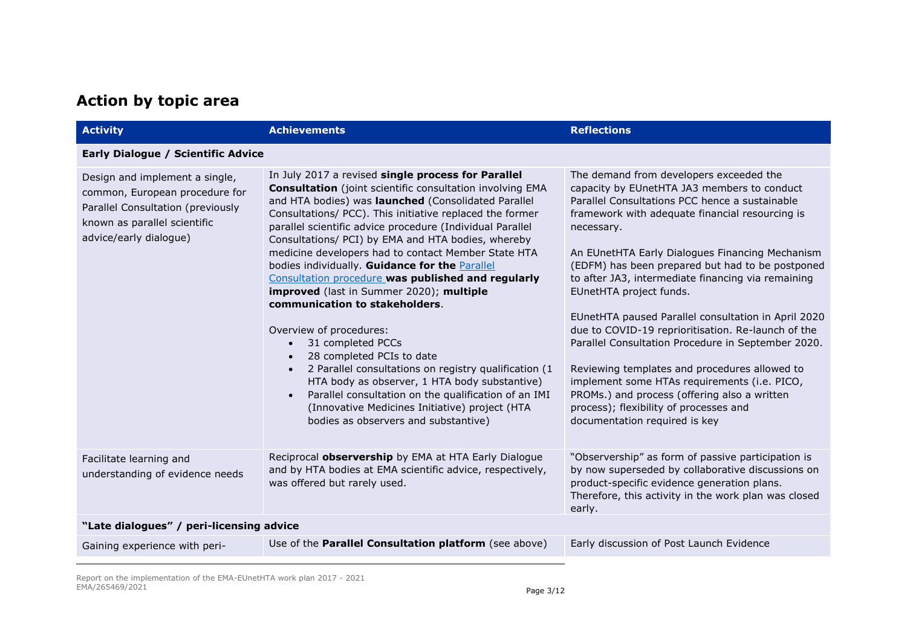## Action by topic area

| Activity | Achievements | Reflections |
|---|---|---|
| **Early Dialogue / Scientific Advice** | | |
| Design and implement a single, common, European procedure for Parallel Consultation (previously known as parallel scientific advice/early dialogue) | In July 2017 a revised **single process for Parallel Consultation** (joint scientific consultation involving EMA and HTA bodies) was **launched** (Consolidated Parallel Consultations/ PCC). This initiative replaced the former parallel scientific advice procedure (Individual Parallel Consultations/ PCI) by EMA and HTA bodies, whereby medicine developers had to contact Member State HTA bodies individually. **Guidance for the** Parallel Consultation procedure **was published and regularly improved** (last in Summer 2020); **multiple communication to stakeholders**.<br><br>Overview of procedures:<br>• 31 completed PCCs<br>• 28 completed PCIs to date<br>• 2 Parallel consultations on registry qualification (1 HTA body as observer, 1 HTA body substantive)<br>• Parallel consultation on the qualification of an IMI (Innovative Medicines Initiative) project (HTA bodies as observers and substantive) | The demand from developers exceeded the capacity by EUnetHTA JA3 members to conduct Parallel Consultations PCC hence a sustainable framework with adequate financial resourcing is necessary.<br><br>An EUnetHTA Early Dialogues Financing Mechanism (EDFM) has been prepared but had to be postponed to after JA3, intermediate financing via remaining EUnetHTA project funds.<br><br>EUnetHTA paused Parallel consultation in April 2020 due to COVID-19 reprioritisation. Re-launch of the Parallel Consultation Procedure in September 2020.<br><br>Reviewing templates and procedures allowed to implement some HTAs requirements (i.e. PICO, PROMs.) and process (offering also a written process); flexibility of processes and documentation required is key |
| Facilitate learning and understanding of evidence needs | Reciprocal **observership** by EMA at HTA Early Dialogue and by HTA bodies at EMA scientific advice, respectively, was offered but rarely used. | "Observership" as form of passive participation is by now superseded by collaborative discussions on product-specific evidence generation plans. Therefore, this activity in the work plan was closed early. |
| **"Late dialogues" / peri-licensing advice** | | |
| Gaining experience with peri- | Use of the **Parallel Consultation platform** (see above) | Early discussion of Post Launch Evidence |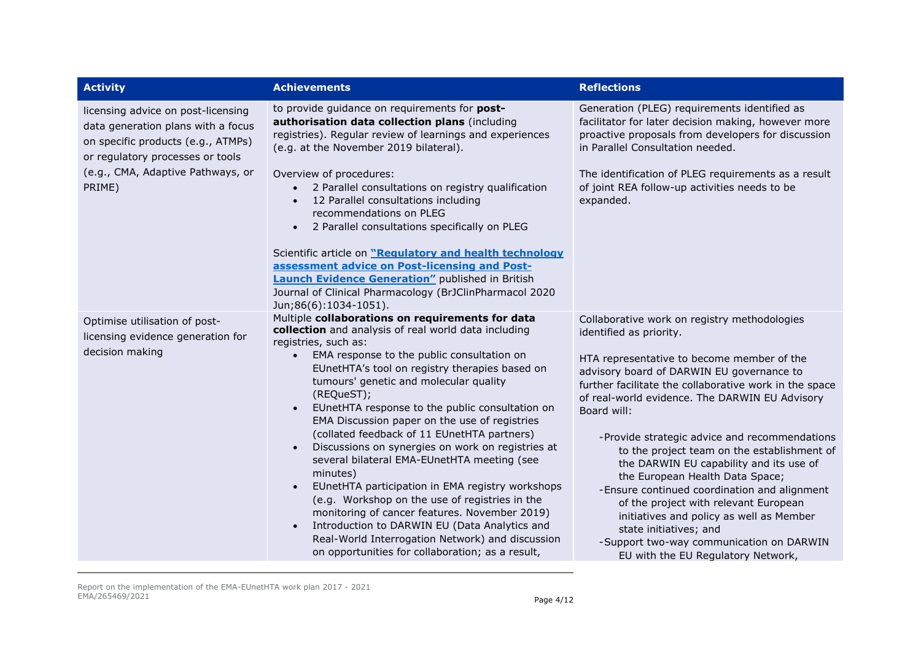| Activity | Achievements | Reflections |
|---|---|---|
| licensing advice on post-licensing data generation plans with a focus on specific products (e.g., ATMPs) or regulatory processes or tools (e.g., CMA, Adaptive Pathways, or PRIME) | to provide guidance on requirements for **post-authorisation data collection plans** (including registries). Regular review of learnings and experiences (e.g. at the November 2019 bilateral).<br><br>Overview of procedures:<br>• 2 Parallel consultations on registry qualification<br>• 12 Parallel consultations including recommendations on PLEG<br>• 2 Parallel consultations specifically on PLEG<br><br>Scientific article on **"Regulatory and health technology assessment advice on Post-licensing and Post-Launch Evidence Generation"** published in British Journal of Clinical Pharmacology (BrJClinPharmacol 2020 Jun;86(6):1034-1051). | Generation (PLEG) requirements identified as facilitator for later decision making, however more proactive proposals from developers for discussion in Parallel Consultation needed.<br><br>The identification of PLEG requirements as a result of joint REA follow-up activities needs to be expanded. |
| Optimise utilisation of post-licensing evidence generation for decision making | Multiple **collaborations on requirements for data collection** and analysis of real world data including registries, such as:<br>• EMA response to the public consultation on EUnetHTA's tool on registry therapies based on tumours' genetic and molecular quality (REQueST);<br>• EUnetHTA response to the public consultation on EMA Discussion paper on the use of registries (collated feedback of 11 EUnetHTA partners)<br>• Discussions on synergies on work on registries at several bilateral EMA-EUnetHTA meeting (see minutes)<br>• EUnetHTA participation in EMA registry workshops (e.g. Workshop on the use of registries in the monitoring of cancer features. November 2019)<br>• Introduction to DARWIN EU (Data Analytics and Real-World Interrogation Network) and discussion on opportunities for collaboration; as a result, | Collaborative work on registry methodologies identified as priority.<br><br>HTA representative to become member of the advisory board of DARWIN EU governance to further facilitate the collaborative work in the space of real-world evidence. The DARWIN EU Advisory Board will:<br><br>- Provide strategic advice and recommendations to the project team on the establishment of the DARWIN EU capability and its use of the European Health Data Space;<br>- Ensure continued coordination and alignment of the project with relevant European initiatives and policy as well as Member state initiatives; and<br>- Support two-way communication on DARWIN EU with the EU Regulatory Network, |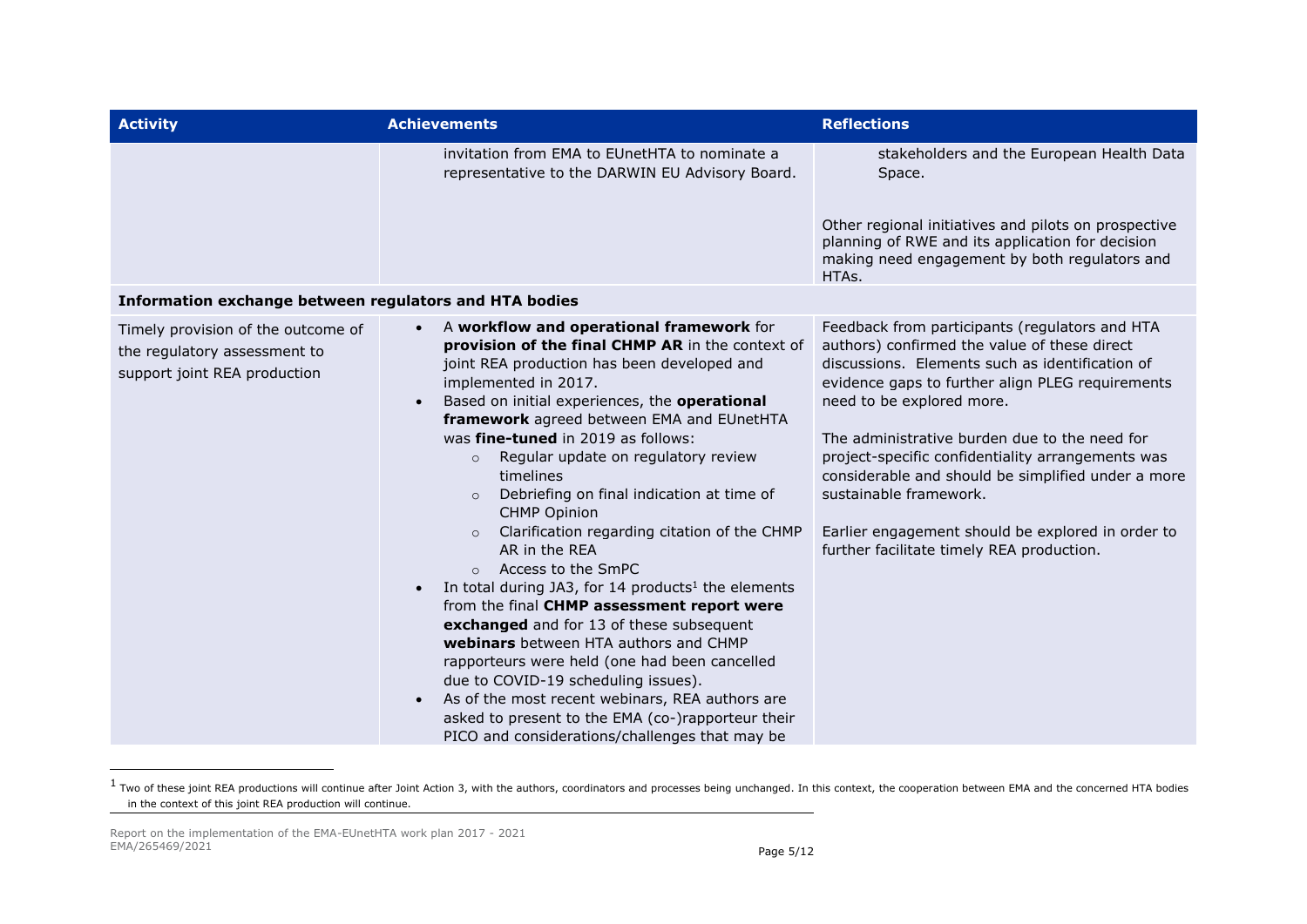| Activity | Achievements | Reflections |
| --- | --- | --- |
| | invitation from EMA to EUnetHTA to nominate a representative to the DARWIN EU Advisory Board. | stakeholders and the European Health Data Space.<br><br>Other regional initiatives and pilots on prospective planning of RWE and its application for decision making need engagement by both regulators and HTAs. |
| **Information exchange between regulators and HTA bodies** | | |
| Timely provision of the outcome of the regulatory assessment to support joint REA production | • A **workflow and operational framework** for **provision of the final CHMP AR** in the context of joint REA production has been developed and implemented in 2017.<br>• Based on initial experiences, the **operational framework** agreed between EMA and EUnetHTA was **fine-tuned** in 2019 as follows:<br>  ◦ Regular update on regulatory review timelines<br>  ◦ Debriefing on final indication at time of CHMP Opinion<br>  ◦ Clarification regarding citation of the CHMP AR in the REA<br>  ◦ Access to the SmPC<br>• In total during JA3, for 14 products[1] the elements from the final **CHMP assessment report were exchanged** and for 13 of these subsequent **webinars** between HTA authors and CHMP rapporteurs were held (one had been cancelled due to COVID-19 scheduling issues).<br>• As of the most recent webinars, REA authors are asked to present to the EMA (co-)rapporteur their PICO and considerations/challenges that may be | Feedback from participants (regulators and HTA authors) confirmed the value of these direct discussions. Elements such as identification of evidence gaps to further align PLEG requirements need to be explored more.<br><br>The administrative burden due to the need for project-specific confidentiality arrangements was considerable and should be simplified under a more sustainable framework.<br><br>Earlier engagement should be explored in order to further facilitate timely REA production. |

[1] Two of these joint REA productions will continue after Joint Action 3, with the authors, coordinators and processes being unchanged. In this context, the cooperation between EMA and the concerned HTA bodies in the context of this joint REA production will continue.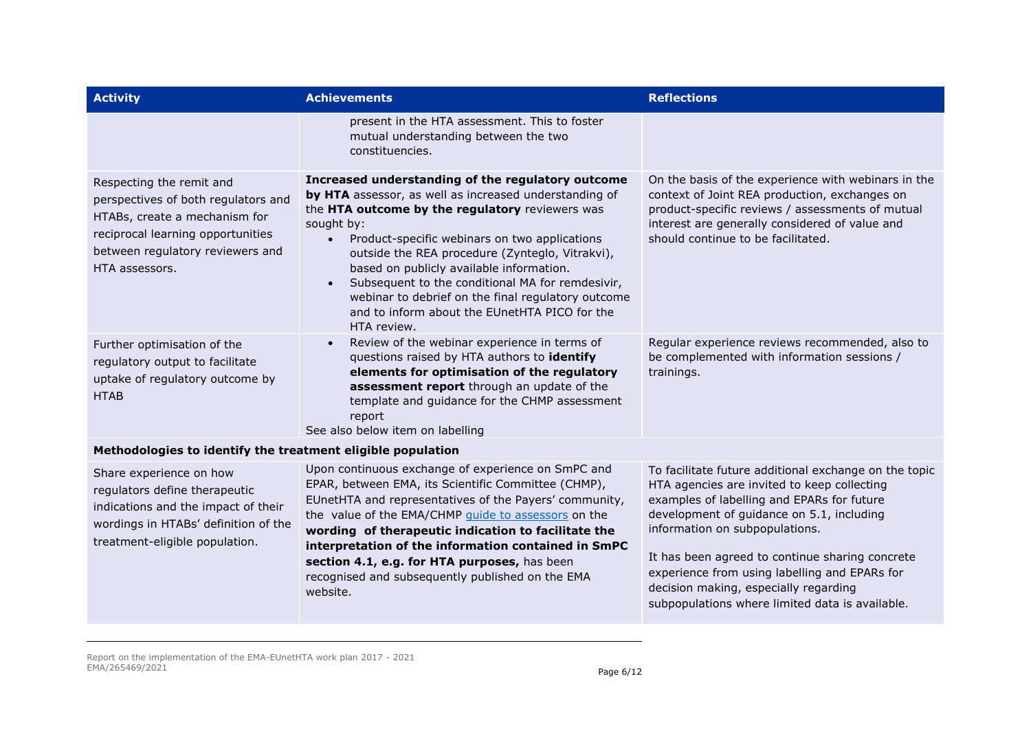| Activity | Achievements | Reflections |
| --- | --- | --- |
| | present in the HTA assessment. This to foster mutual understanding between the two constituencies. | |
| Respecting the remit and perspectives of both regulators and HTABs, create a mechanism for reciprocal learning opportunities between regulatory reviewers and HTA assessors. | **Increased understanding of the regulatory outcome by HTA** assessor, as well as increased understanding of the **HTA outcome by the regulatory** reviewers was sought by: <br>• Product-specific webinars on two applications outside the REA procedure (Zynteglo, Vitrakvi), based on publicly available information. <br>• Subsequent to the conditional MA for remdesivir, webinar to debrief on the final regulatory outcome and to inform about the EUnetHTA PICO for the HTA review. | On the basis of the experience with webinars in the context of Joint REA production, exchanges on product-specific reviews / assessments of mutual interest are generally considered of value and should continue to be facilitated. |
| Further optimisation of the regulatory output to facilitate uptake of regulatory outcome by HTAB | • Review of the webinar experience in terms of questions raised by HTA authors to **identify elements for optimisation of the regulatory assessment report** through an update of the template and guidance for the CHMP assessment report <br>See also below item on labelling | Regular experience reviews recommended, also to be complemented with information sessions / trainings. |
| **Methodologies to identify the treatment eligible population** | | |
| Share experience on how regulators define therapeutic indications and the impact of their wordings in HTABs' definition of the treatment-eligible population. | Upon continuous exchange of experience on SmPC and EPAR, between EMA, its Scientific Committee (CHMP), EUnetHTA and representatives of the Payers' community, the value of the EMA/CHMP guide to assessors on the **wording of therapeutic indication to facilitate the interpretation of the information contained in SmPC section 4.1, e.g. for HTA purposes,** has been recognised and subsequently published on the EMA website. | To facilitate future additional exchange on the topic HTA agencies are invited to keep collecting examples of labelling and EPARs for future development of guidance on 5.1, including information on subpopulations. <br><br>It has been agreed to continue sharing concrete experience from using labelling and EPARs for decision making, especially regarding subpopulations where limited data is available. |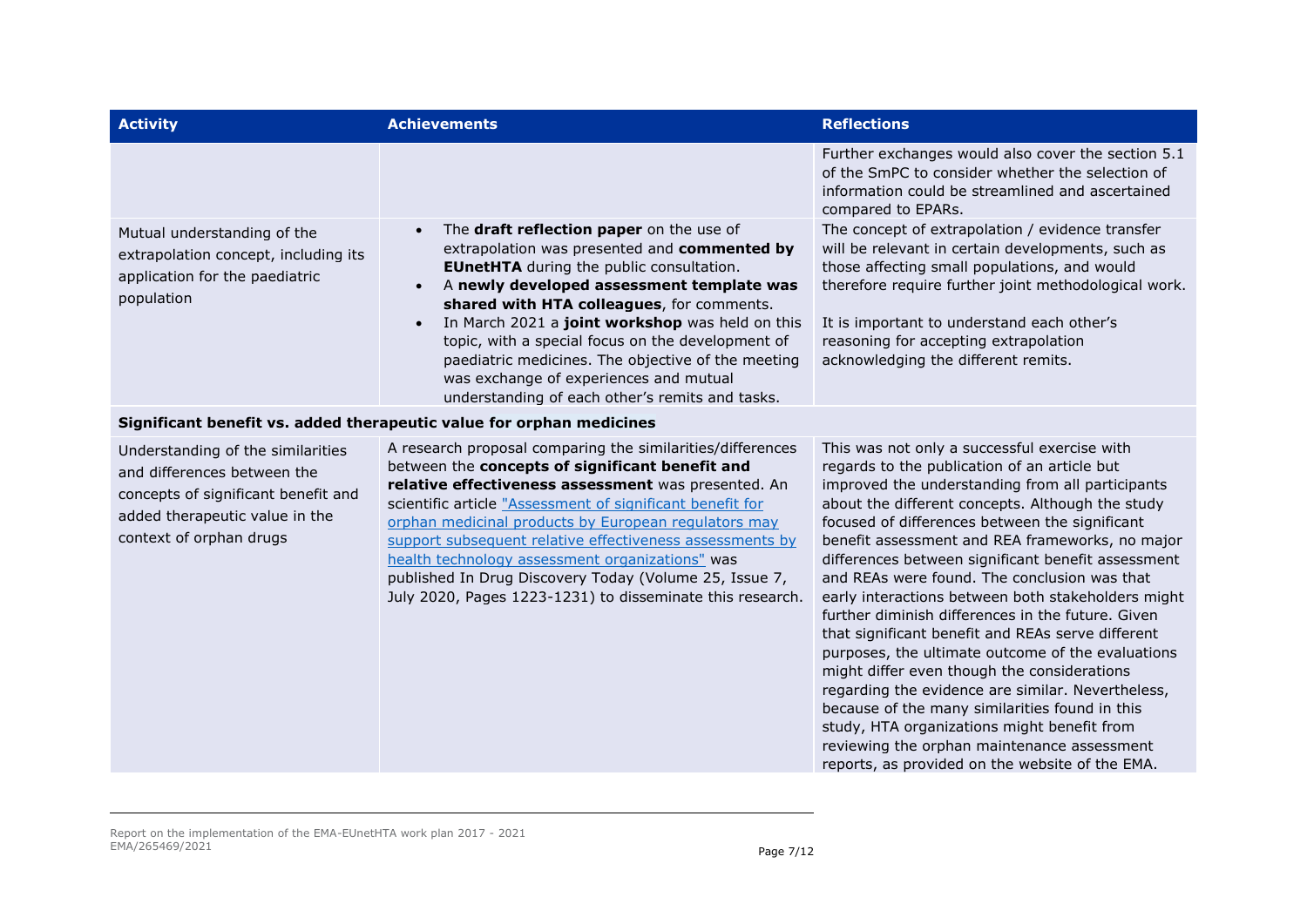| Activity | Achievements | Reflections |
| --- | --- | --- |
| | | Further exchanges would also cover the section 5.1 of the SmPC to consider whether the selection of information could be streamlined and ascertained compared to EPARs. |
| Mutual understanding of the extrapolation concept, including its application for the paediatric population | • The **draft reflection paper** on the use of extrapolation was presented and **commented by EUnetHTA** during the public consultation.<br>• A **newly developed assessment template was shared with HTA colleagues**, for comments.<br>• In March 2021 a **joint workshop** was held on this topic, with a special focus on the development of paediatric medicines. The objective of the meeting was exchange of experiences and mutual understanding of each other's remits and tasks. | The concept of extrapolation / evidence transfer will be relevant in certain developments, such as those affecting small populations, and would therefore require further joint methodological work.<br><br>It is important to understand each other's reasoning for accepting extrapolation acknowledging the different remits. |
| **Significant benefit vs. added therapeutic value for orphan medicines** | | |
| Understanding of the similarities and differences between the concepts of significant benefit and added therapeutic value in the context of orphan drugs | A research proposal comparing the similarities/differences between the **concepts of significant benefit and relative effectiveness assessment** was presented. An scientific article "Assessment of significant benefit for orphan medicinal products by European regulators may support subsequent relative effectiveness assessments by health technology assessment organizations" was published In Drug Discovery Today (Volume 25, Issue 7, July 2020, Pages 1223-1231) to disseminate this research. | This was not only a successful exercise with regards to the publication of an article but improved the understanding from all participants about the different concepts. Although the study focused of differences between the significant benefit assessment and REA frameworks, no major differences between significant benefit assessment and REAs were found. The conclusion was that early interactions between both stakeholders might further diminish differences in the future. Given that significant benefit and REAs serve different purposes, the ultimate outcome of the evaluations might differ even though the considerations regarding the evidence are similar. Nevertheless, because of the many similarities found in this study, HTA organizations might benefit from reviewing the orphan maintenance assessment reports, as provided on the website of the EMA. |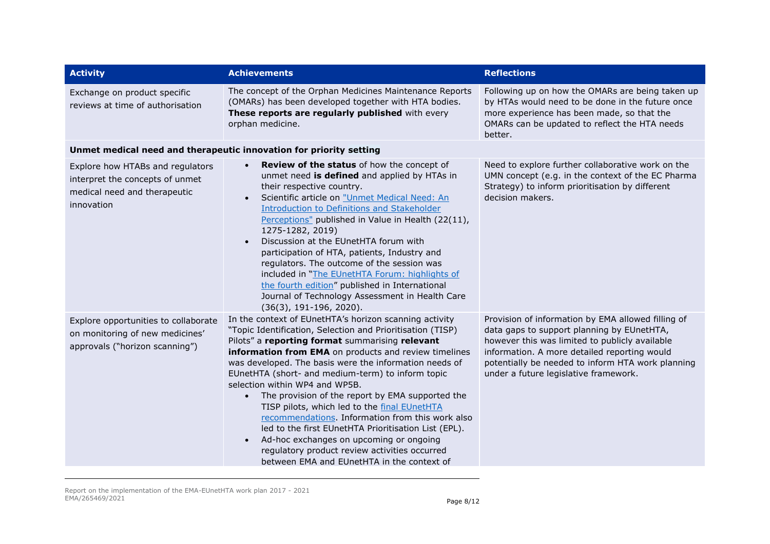| Activity | Achievements | Reflections |
|---|---|---|
| Exchange on product specific reviews at time of authorisation | The concept of the Orphan Medicines Maintenance Reports (OMARs) has been developed together with HTA bodies. **These reports are regularly published** with every orphan medicine. | Following up on how the OMARs are being taken up by HTAs would need to be done in the future once more experience has been made, so that the OMARs can be updated to reflect the HTA needs better. |
| **Unmet medical need and therapeutic innovation for priority setting** | | |
| Explore how HTABs and regulators interpret the concepts of unmet medical need and therapeutic innovation | • **Review of the status** of how the concept of unmet need **is defined** and applied by HTAs in their respective country.<br>• Scientific article on "Unmet Medical Need: An Introduction to Definitions and Stakeholder Perceptions" published in Value in Health (22(11), 1275-1282, 2019)<br>• Discussion at the EUnetHTA forum with participation of HTA, patients, Industry and regulators. The outcome of the session was included in "The EUnetHTA Forum: highlights of the fourth edition" published in International Journal of Technology Assessment in Health Care (36(3), 191-196, 2020). | Need to explore further collaborative work on the UMN concept (e.g. in the context of the EC Pharma Strategy) to inform prioritisation by different decision makers. |
| Explore opportunities to collaborate on monitoring of new medicines' approvals ("horizon scanning") | In the context of EUnetHTA's horizon scanning activity "Topic Identification, Selection and Prioritisation (TISP) Pilots" a **reporting format** summarising **relevant information from EMA** on products and review timelines was developed. The basis were the information needs of EUnetHTA (short- and medium-term) to inform topic selection within WP4 and WP5B.<br>• The provision of the report by EMA supported the TISP pilots, which led to the final EUnetHTA recommendations. Information from this work also led to the first EUnetHTA Prioritisation List (EPL).<br>• Ad-hoc exchanges on upcoming or ongoing regulatory product review activities occurred between EMA and EUnetHTA in the context of | Provision of information by EMA allowed filling of data gaps to support planning by EUnetHTA, however this was limited to publicly available information. A more detailed reporting would potentially be needed to inform HTA work planning under a future legislative framework. |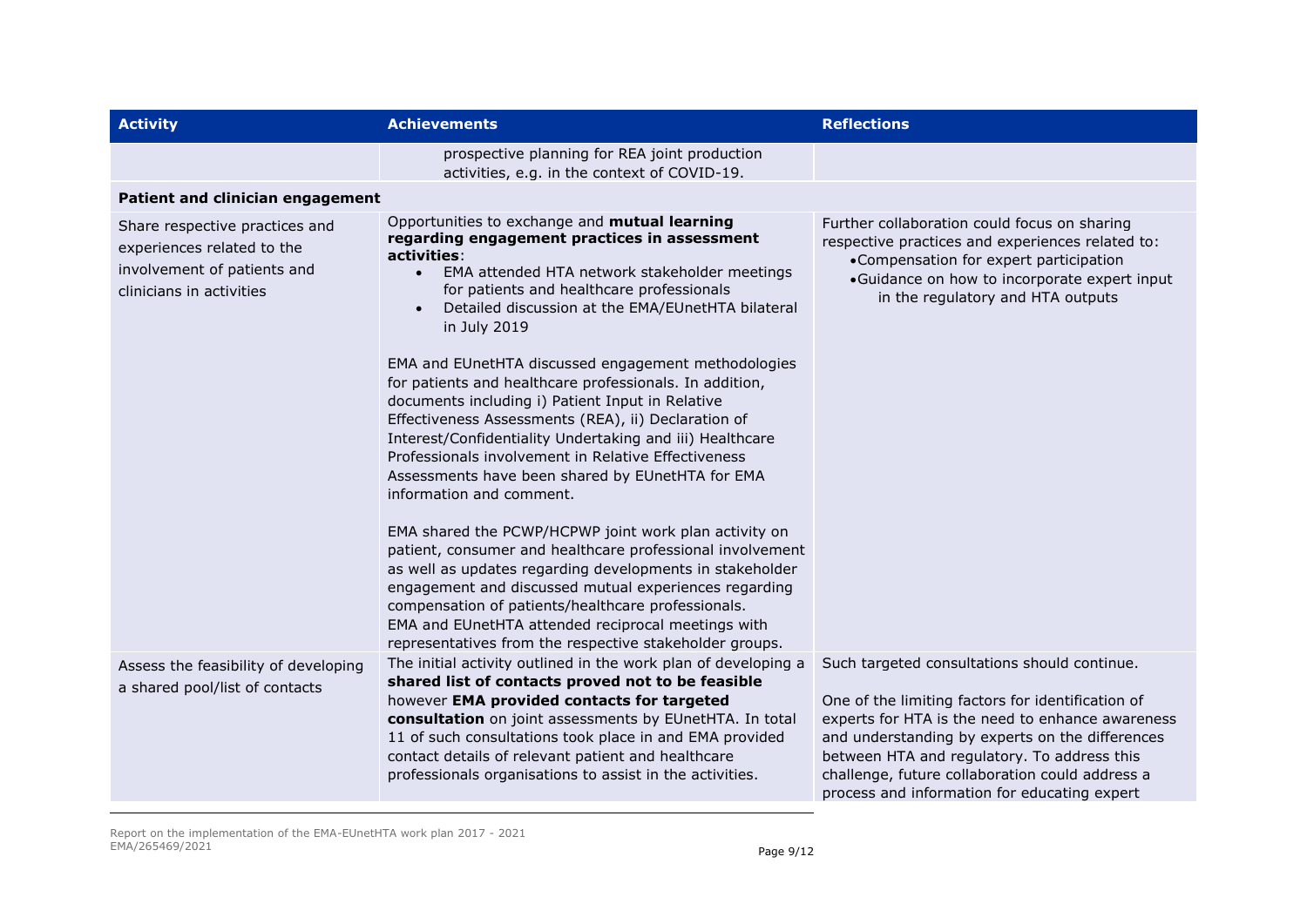| Activity | Achievements | Reflections |
|---|---|---|
| | prospective planning for REA joint production activities, e.g. in the context of COVID-19. | |
| **Patient and clinician engagement** | | |
| Share respective practices and experiences related to the involvement of patients and clinicians in activities | Opportunities to exchange and **mutual learning regarding engagement practices in assessment activities**:<br>• EMA attended HTA network stakeholder meetings for patients and healthcare professionals<br>• Detailed discussion at the EMA/EUnetHTA bilateral in July 2019<br><br>EMA and EUnetHTA discussed engagement methodologies for patients and healthcare professionals. In addition, documents including i) Patient Input in Relative Effectiveness Assessments (REA), ii) Declaration of Interest/Confidentiality Undertaking and iii) Healthcare Professionals involvement in Relative Effectiveness Assessments have been shared by EUnetHTA for EMA information and comment.<br><br>EMA shared the PCWP/HCPWP joint work plan activity on patient, consumer and healthcare professional involvement as well as updates regarding developments in stakeholder engagement and discussed mutual experiences regarding compensation of patients/healthcare professionals.<br>EMA and EUnetHTA attended reciprocal meetings with representatives from the respective stakeholder groups. | Further collaboration could focus on sharing respective practices and experiences related to:<br>• Compensation for expert participation<br>• Guidance on how to incorporate expert input in the regulatory and HTA outputs |
| Assess the feasibility of developing a shared pool/list of contacts | The initial activity outlined in the work plan of developing a **shared list of contacts proved not to be feasible** however **EMA provided contacts for targeted consultation** on joint assessments by EUnetHTA. In total 11 of such consultations took place in and EMA provided contact details of relevant patient and healthcare professionals organisations to assist in the activities. | Such targeted consultations should continue.<br><br>One of the limiting factors for identification of experts for HTA is the need to enhance awareness and understanding by experts on the differences between HTA and regulatory. To address this challenge, future collaboration could address a process and information for educating expert |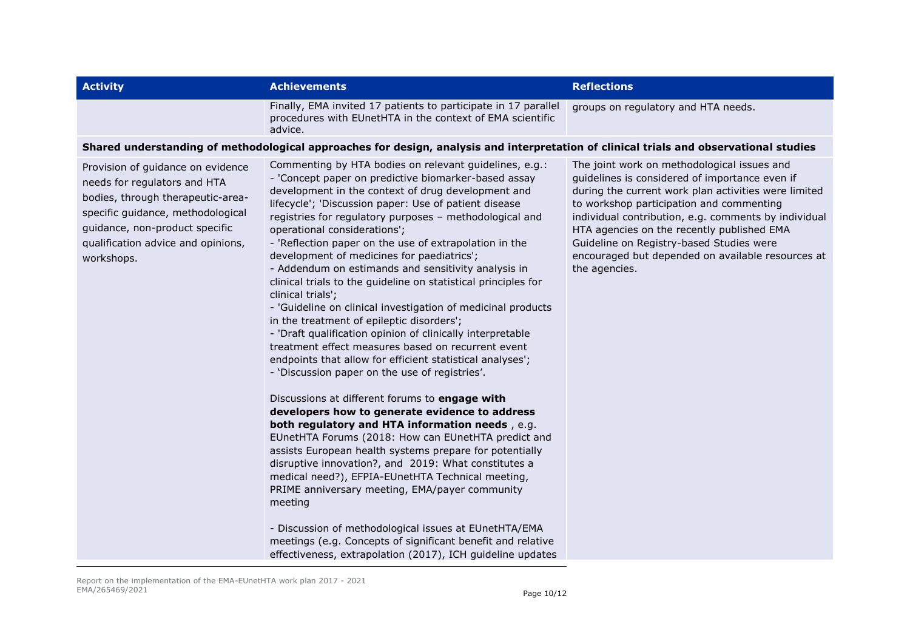| Activity | Achievements | Reflections |
| --- | --- | --- |
| | Finally, EMA invited 17 patients to participate in 17 parallel procedures with EUnetHTA in the context of EMA scientific advice. | groups on regulatory and HTA needs. |
| **Shared understanding of methodological approaches for design, analysis and interpretation of clinical trials and observational studies** | | |
| Provision of guidance on evidence needs for regulators and HTA bodies, through therapeutic-area-specific guidance, methodological guidance, non-product specific qualification advice and opinions, workshops. | Commenting by HTA bodies on relevant guidelines, e.g.:<br>- 'Concept paper on predictive biomarker-based assay development in the context of drug development and lifecycle'; 'Discussion paper: Use of patient disease registries for regulatory purposes – methodological and operational considerations';<br>- 'Reflection paper on the use of extrapolation in the development of medicines for paediatrics';<br>- Addendum on estimands and sensitivity analysis in clinical trials to the guideline on statistical principles for clinical trials';<br>- 'Guideline on clinical investigation of medicinal products in the treatment of epileptic disorders';<br>- 'Draft qualification opinion of clinically interpretable treatment effect measures based on recurrent event endpoints that allow for efficient statistical analyses';<br>- 'Discussion paper on the use of registries'.<br><br>Discussions at different forums to **engage with developers how to generate evidence to address both regulatory and HTA information needs** , e.g. EUnetHTA Forums (2018: How can EUnetHTA predict and assists European health systems prepare for potentially disruptive innovation?, and 2019: What constitutes a medical need?), EFPIA-EUnetHTA Technical meeting, PRIME anniversary meeting, EMA/payer community meeting<br><br>- Discussion of methodological issues at EUnetHTA/EMA meetings (e.g. Concepts of significant benefit and relative effectiveness, extrapolation (2017), ICH guideline updates | The joint work on methodological issues and guidelines is considered of importance even if during the current work plan activities were limited to workshop participation and commenting individual contribution, e.g. comments by individual HTA agencies on the recently published EMA Guideline on Registry-based Studies were encouraged but depended on available resources at the agencies. |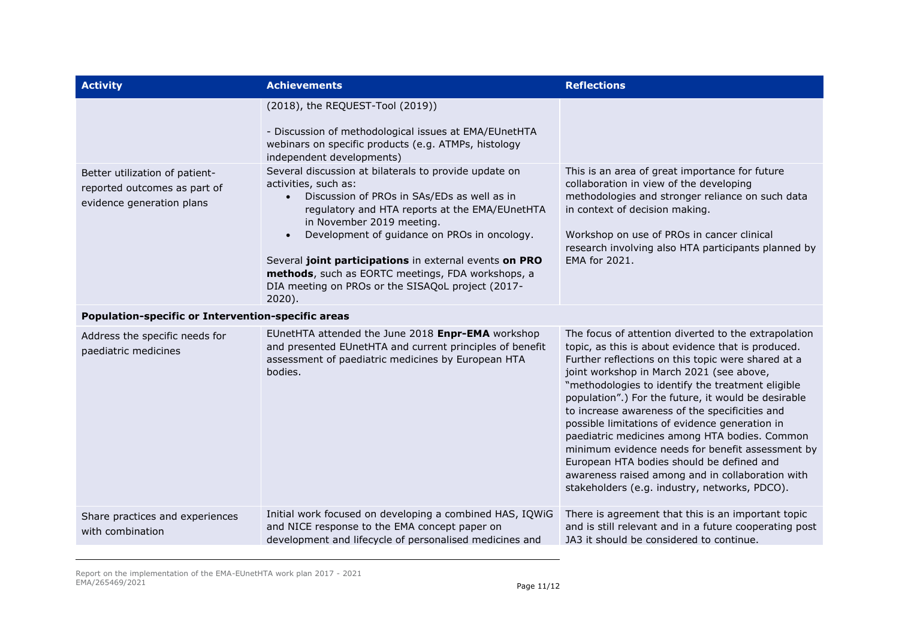| Activity | Achievements | Reflections |
|---|---|---|
| | (2018), the REQUEST-Tool (2019))<br><br>- Discussion of methodological issues at EMA/EUnetHTA webinars on specific products (e.g. ATMPs, histology independent developments) | |
| Better utilization of patient-reported outcomes as part of evidence generation plans | Several discussion at bilaterals to provide update on activities, such as:<br>• Discussion of PROs in SAs/EDs as well as in regulatory and HTA reports at the EMA/EUnetHTA in November 2019 meeting.<br>• Development of guidance on PROs in oncology.<br><br>Several **joint participations** in external events **on PRO methods**, such as EORTC meetings, FDA workshops, a DIA meeting on PROs or the SISAQoL project (2017-2020). | This is an area of great importance for future collaboration in view of the developing methodologies and stronger reliance on such data in context of decision making.<br><br>Workshop on use of PROs in cancer clinical research involving also HTA participants planned by EMA for 2021. |
| **Population-specific or Intervention-specific areas** | | |
| Address the specific needs for paediatric medicines | EUnetHTA attended the June 2018 **Enpr-EMA** workshop and presented EUnetHTA and current principles of benefit assessment of paediatric medicines by European HTA bodies. | The focus of attention diverted to the extrapolation topic, as this is about evidence that is produced. Further reflections on this topic were shared at a joint workshop in March 2021 (see above, "methodologies to identify the treatment eligible population".) For the future, it would be desirable to increase awareness of the specificities and possible limitations of evidence generation in paediatric medicines among HTA bodies. Common minimum evidence needs for benefit assessment by European HTA bodies should be defined and awareness raised among and in collaboration with stakeholders (e.g. industry, networks, PDCO). |
| Share practices and experiences with combination | Initial work focused on developing a combined HAS, IQWiG and NICE response to the EMA concept paper on development and lifecycle of personalised medicines and | There is agreement that this is an important topic and is still relevant and in a future cooperating post JA3 it should be considered to continue. |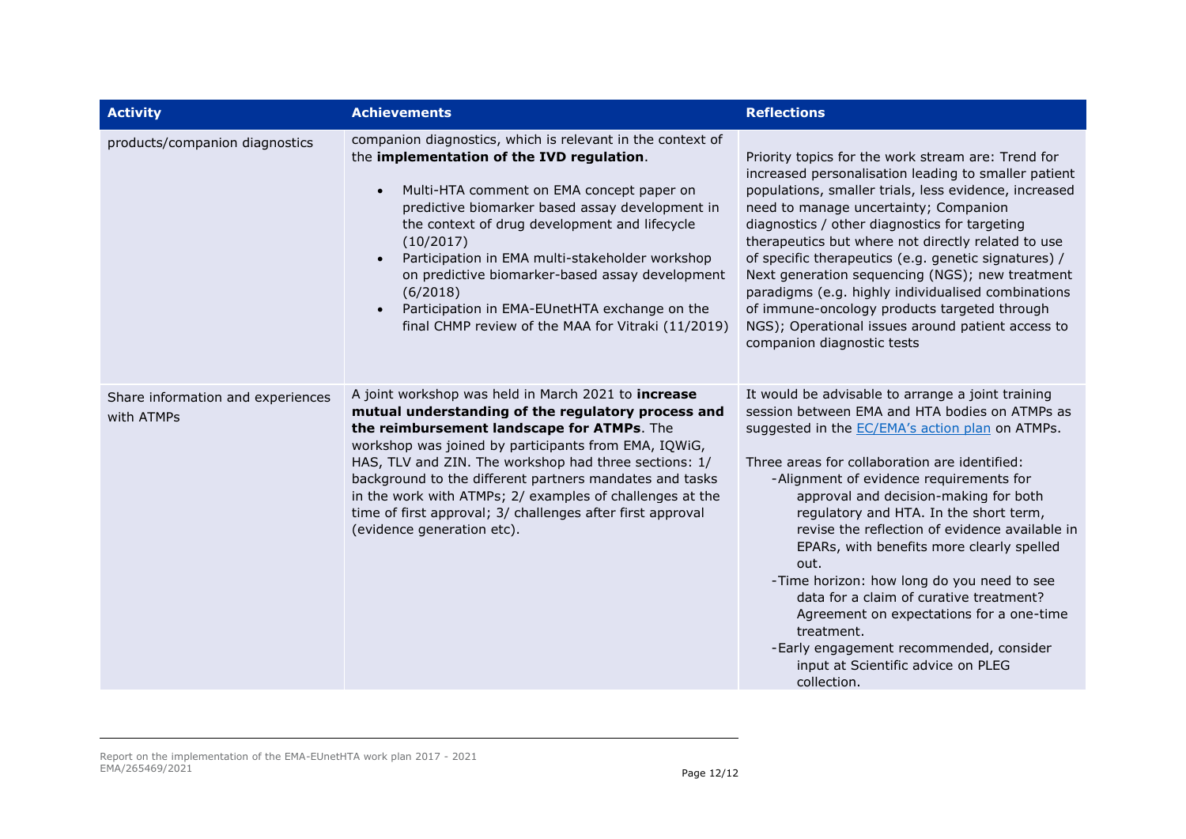| Activity | Achievements | Reflections |
|---|---|---|
| products/companion diagnostics | companion diagnostics, which is relevant in the context of the **implementation of the IVD regulation**.<br><br>• Multi-HTA comment on EMA concept paper on predictive biomarker based assay development in the context of drug development and lifecycle (10/2017)<br>• Participation in EMA multi-stakeholder workshop on predictive biomarker-based assay development (6/2018)<br>• Participation in EMA-EUnetHTA exchange on the final CHMP review of the MAA for Vitraki (11/2019) | Priority topics for the work stream are: Trend for increased personalisation leading to smaller patient populations, smaller trials, less evidence, increased need to manage uncertainty; Companion diagnostics / other diagnostics for targeting therapeutics but where not directly related to use of specific therapeutics (e.g. genetic signatures) / Next generation sequencing (NGS); new treatment paradigms (e.g. highly individualised combinations of immune-oncology products targeted through NGS); Operational issues around patient access to companion diagnostic tests |
| Share information and experiences with ATMPs | A joint workshop was held in March 2021 to **increase mutual understanding of the regulatory process and the reimbursement landscape for ATMPs**. The workshop was joined by participants from EMA, IQWiG, HAS, TLV and ZIN. The workshop had three sections: 1/ background to the different partners mandates and tasks in the work with ATMPs; 2/ examples of challenges at the time of first approval; 3/ challenges after first approval (evidence generation etc). | It would be advisable to arrange a joint training session between EMA and HTA bodies on ATMPs as suggested in the EC/EMA's action plan on ATMPs.<br><br>Three areas for collaboration are identified:<br>- Alignment of evidence requirements for approval and decision-making for both regulatory and HTA. In the short term, revise the reflection of evidence available in EPARs, with benefits more clearly spelled out.<br>- Time horizon: how long do you need to see data for a claim of curative treatment? Agreement on expectations for a one-time treatment.<br>- Early engagement recommended, consider input at Scientific advice on PLEG collection. |

Report on the implementation of the EMA-EUnetHTA work plan 2017 - 2021
EMA/265469/2021